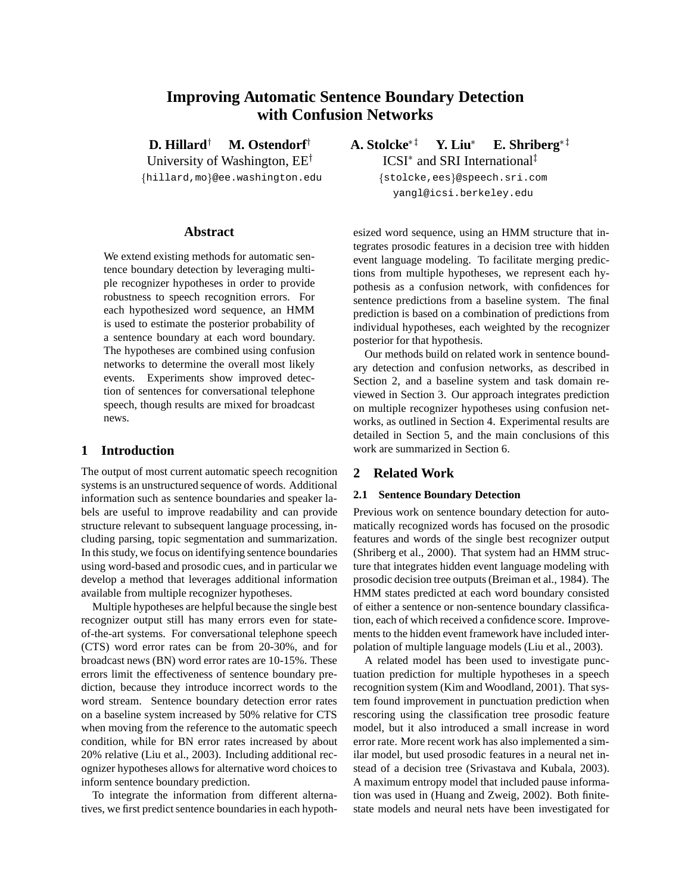# Improving Automatic Sentence Boundary Detection with Confusion Networks

**D. Hillard**[†] **M. Ostendorf**[†]
University of Washington, EE[†]
{hillard,mo}@ee.washington.edu

**A. Stolcke**[∗ ‡] **Y. Liu**[∗] **E. Shriberg**[∗ ‡]
ICSI[∗] and SRI International[‡]
{stolcke,ees}@speech.sri.com
yangl@icsi.berkeley.edu

## Abstract

We extend existing methods for automatic sentence boundary detection by leveraging multiple recognizer hypotheses in order to provide robustness to speech recognition errors. For each hypothesized word sequence, an HMM is used to estimate the posterior probability of a sentence boundary at each word boundary. The hypotheses are combined using confusion networks to determine the overall most likely events. Experiments show improved detection of sentences for conversational telephone speech, though results are mixed for broadcast news.

## 1 Introduction

The output of most current automatic speech recognition systems is an unstructured sequence of words. Additional information such as sentence boundaries and speaker labels are useful to improve readability and can provide structure relevant to subsequent language processing, including parsing, topic segmentation and summarization. In this study, we focus on identifying sentence boundaries using word-based and prosodic cues, and in particular we develop a method that leverages additional information available from multiple recognizer hypotheses.

Multiple hypotheses are helpful because the single best recognizer output still has many errors even for state-of-the-art systems. For conversational telephone speech (CTS) word error rates can be from 20-30%, and for broadcast news (BN) word error rates are 10-15%. These errors limit the effectiveness of sentence boundary prediction, because they introduce incorrect words to the word stream. Sentence boundary detection error rates on a baseline system increased by 50% relative for CTS when moving from the reference to the automatic speech condition, while for BN error rates increased by about 20% relative (Liu et al., 2003). Including additional recognizer hypotheses allows for alternative word choices to inform sentence boundary prediction.

To integrate the information from different alternatives, we first predict sentence boundaries in each hypothesized word sequence, using an HMM structure that integrates prosodic features in a decision tree with hidden event language modeling. To facilitate merging predictions from multiple hypotheses, we represent each hypothesis as a confusion network, with confidences for sentence predictions from a baseline system. The final prediction is based on a combination of predictions from individual hypotheses, each weighted by the recognizer posterior for that hypothesis.

Our methods build on related work in sentence boundary detection and confusion networks, as described in Section 2, and a baseline system and task domain reviewed in Section 3. Our approach integrates prediction on multiple recognizer hypotheses using confusion networks, as outlined in Section 4. Experimental results are detailed in Section 5, and the main conclusions of this work are summarized in Section 6.

## 2 Related Work

### 2.1 Sentence Boundary Detection

Previous work on sentence boundary detection for automatically recognized words has focused on the prosodic features and words of the single best recognizer output (Shriberg et al., 2000). That system had an HMM structure that integrates hidden event language modeling with prosodic decision tree outputs (Breiman et al., 1984). The HMM states predicted at each word boundary consisted of either a sentence or non-sentence boundary classification, each of which received a confidence score. Improvements to the hidden event framework have included interpolation of multiple language models (Liu et al., 2003).

A related model has been used to investigate punctuation prediction for multiple hypotheses in a speech recognition system (Kim and Woodland, 2001). That system found improvement in punctuation prediction when rescoring using the classification tree prosodic feature model, but it also introduced a small increase in word error rate. More recent work has also implemented a similar model, but used prosodic features in a neural net instead of a decision tree (Srivastava and Kubala, 2003). A maximum entropy model that included pause information was used in (Huang and Zweig, 2002). Both finite-state models and neural nets have been investigated for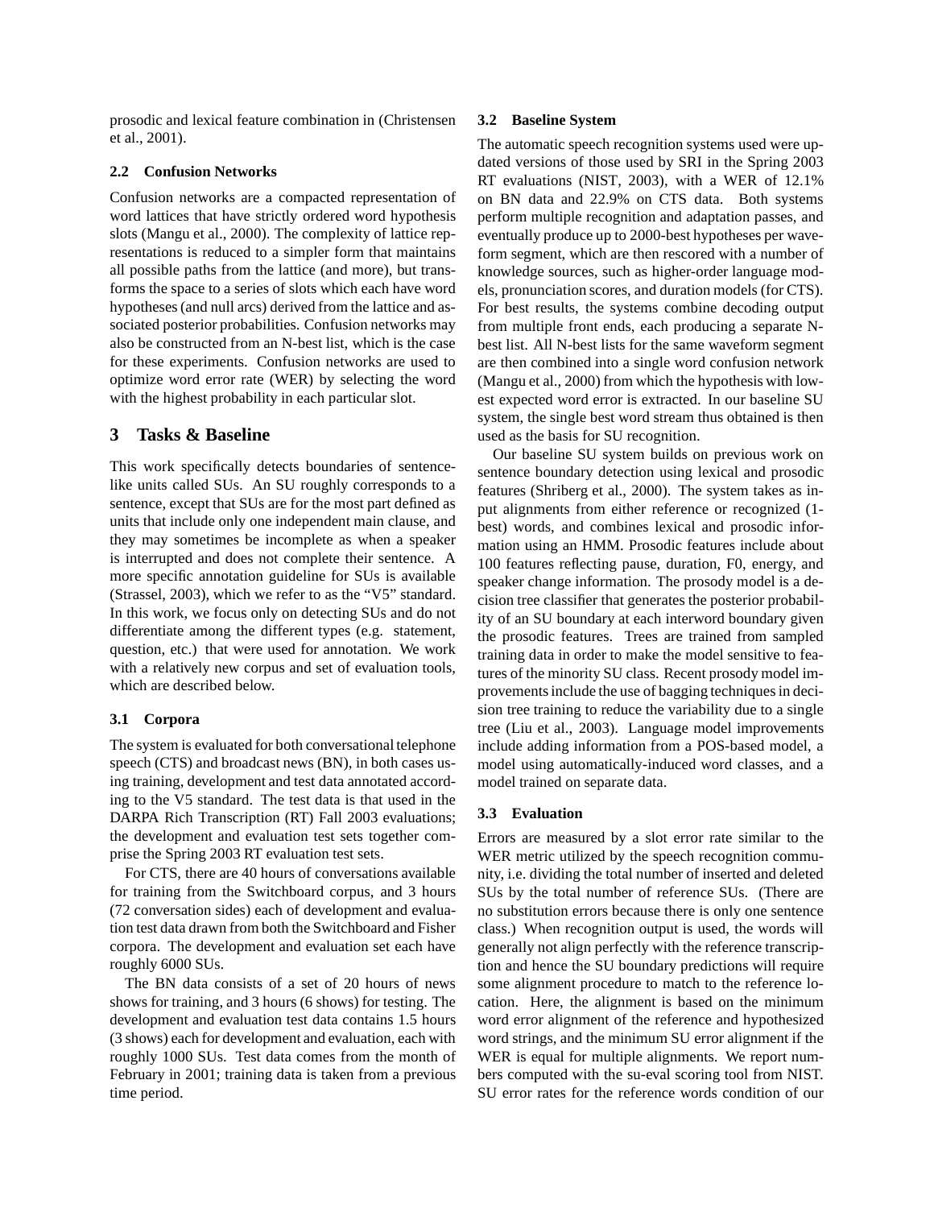prosodic and lexical feature combination in (Christensen et al., 2001).

### 2.2 Confusion Networks

Confusion networks are a compacted representation of word lattices that have strictly ordered word hypothesis slots (Mangu et al., 2000). The complexity of lattice representations is reduced to a simpler form that maintains all possible paths from the lattice (and more), but transforms the space to a series of slots which each have word hypotheses (and null arcs) derived from the lattice and associated posterior probabilities. Confusion networks may also be constructed from an N-best list, which is the case for these experiments. Confusion networks are used to optimize word error rate (WER) by selecting the word with the highest probability in each particular slot.

## 3 Tasks & Baseline

This work specifically detects boundaries of sentence-like units called SUs. An SU roughly corresponds to a sentence, except that SUs are for the most part defined as units that include only one independent main clause, and they may sometimes be incomplete as when a speaker is interrupted and does not complete their sentence. A more specific annotation guideline for SUs is available (Strassel, 2003), which we refer to as the "V5" standard. In this work, we focus only on detecting SUs and do not differentiate among the different types (e.g. statement, question, etc.) that were used for annotation. We work with a relatively new corpus and set of evaluation tools, which are described below.

### 3.1 Corpora

The system is evaluated for both conversational telephone speech (CTS) and broadcast news (BN), in both cases using training, development and test data annotated according to the V5 standard. The test data is that used in the DARPA Rich Transcription (RT) Fall 2003 evaluations; the development and evaluation test sets together comprise the Spring 2003 RT evaluation test sets.

For CTS, there are 40 hours of conversations available for training from the Switchboard corpus, and 3 hours (72 conversation sides) each of development and evaluation test data drawn from both the Switchboard and Fisher corpora. The development and evaluation set each have roughly 6000 SUs.

The BN data consists of a set of 20 hours of news shows for training, and 3 hours (6 shows) for testing. The development and evaluation test data contains 1.5 hours (3 shows) each for development and evaluation, each with roughly 1000 SUs. Test data comes from the month of February in 2001; training data is taken from a previous time period.

### 3.2 Baseline System

The automatic speech recognition systems used were updated versions of those used by SRI in the Spring 2003 RT evaluations (NIST, 2003), with a WER of 12.1% on BN data and 22.9% on CTS data. Both systems perform multiple recognition and adaptation passes, and eventually produce up to 2000-best hypotheses per waveform segment, which are then rescored with a number of knowledge sources, such as higher-order language models, pronunciation scores, and duration models (for CTS). For best results, the systems combine decoding output from multiple front ends, each producing a separate N-best list. All N-best lists for the same waveform segment are then combined into a single word confusion network (Mangu et al., 2000) from which the hypothesis with lowest expected word error is extracted. In our baseline SU system, the single best word stream thus obtained is then used as the basis for SU recognition.

Our baseline SU system builds on previous work on sentence boundary detection using lexical and prosodic features (Shriberg et al., 2000). The system takes as input alignments from either reference or recognized (1-best) words, and combines lexical and prosodic information using an HMM. Prosodic features include about 100 features reflecting pause, duration, F0, energy, and speaker change information. The prosody model is a decision tree classifier that generates the posterior probability of an SU boundary at each interword boundary given the prosodic features. Trees are trained from sampled training data in order to make the model sensitive to features of the minority SU class. Recent prosody model improvements include the use of bagging techniques in decision tree training to reduce the variability due to a single tree (Liu et al., 2003). Language model improvements include adding information from a POS-based model, a model using automatically-induced word classes, and a model trained on separate data.

### 3.3 Evaluation

Errors are measured by a slot error rate similar to the WER metric utilized by the speech recognition community, i.e. dividing the total number of inserted and deleted SUs by the total number of reference SUs. (There are no substitution errors because there is only one sentence class.) When recognition output is used, the words will generally not align perfectly with the reference transcription and hence the SU boundary predictions will require some alignment procedure to match to the reference location. Here, the alignment is based on the minimum word error alignment of the reference and hypothesized word strings, and the minimum SU error alignment if the WER is equal for multiple alignments. We report numbers computed with the su-eval scoring tool from NIST. SU error rates for the reference words condition of our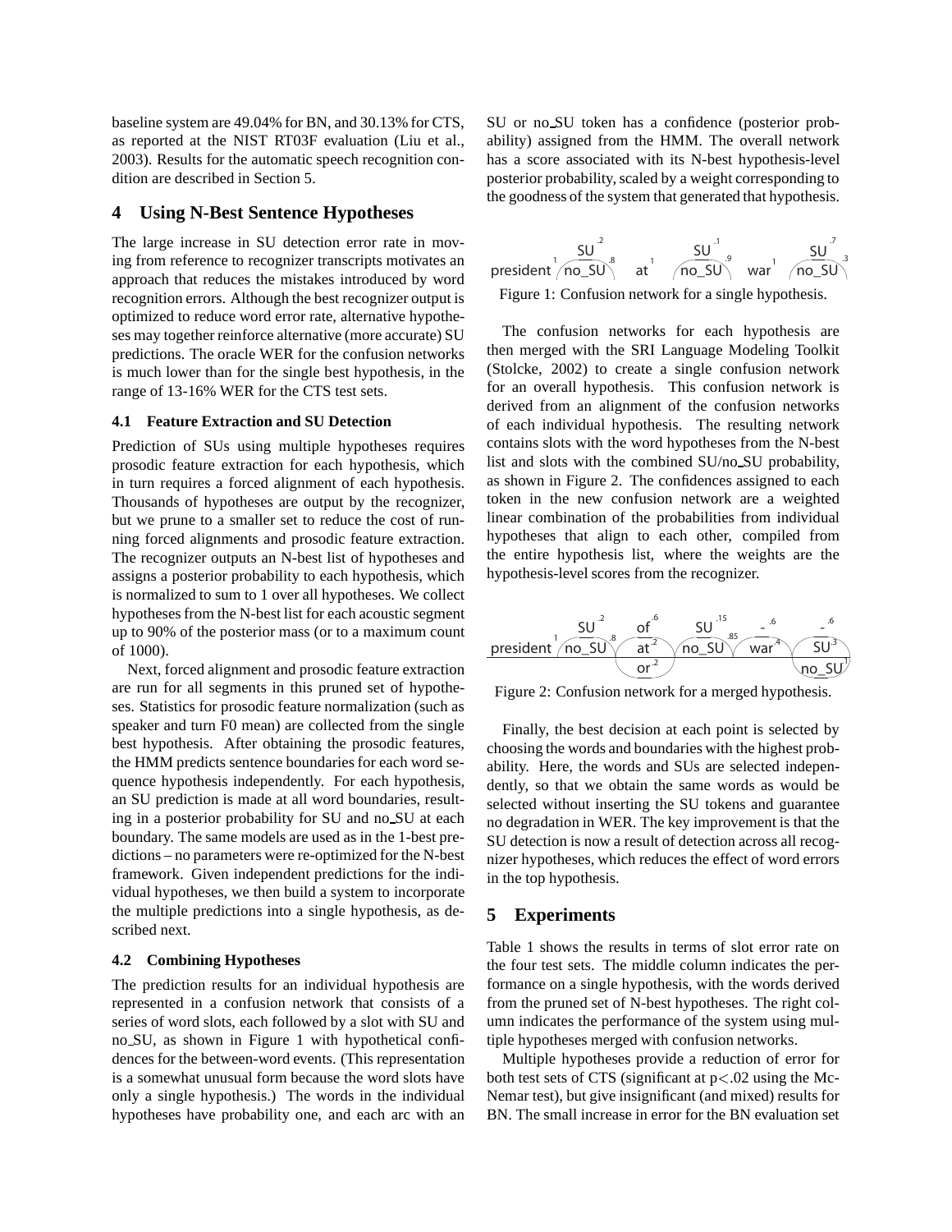baseline system are 49.04% for BN, and 30.13% for CTS, as reported at the NIST RT03F evaluation (Liu et al., 2003). Results for the automatic speech recognition condition are described in Section 5.

## 4 Using N-Best Sentence Hypotheses

The large increase in SU detection error rate in moving from reference to recognizer transcripts motivates an approach that reduces the mistakes introduced by word recognition errors. Although the best recognizer output is optimized to reduce word error rate, alternative hypotheses may together reinforce alternative (more accurate) SU predictions. The oracle WER for the confusion networks is much lower than for the single best hypothesis, in the range of 13-16% WER for the CTS test sets.

### 4.1 Feature Extraction and SU Detection

Prediction of SUs using multiple hypotheses requires prosodic feature extraction for each hypothesis, which in turn requires a forced alignment of each hypothesis. Thousands of hypotheses are output by the recognizer, but we prune to a smaller set to reduce the cost of running forced alignments and prosodic feature extraction. The recognizer outputs an N-best list of hypotheses and assigns a posterior probability to each hypothesis, which is normalized to sum to 1 over all hypotheses. We collect hypotheses from the N-best list for each acoustic segment up to 90% of the posterior mass (or to a maximum count of 1000).

Next, forced alignment and prosodic feature extraction are run for all segments in this pruned set of hypotheses. Statistics for prosodic feature normalization (such as speaker and turn F0 mean) are collected from the single best hypothesis. After obtaining the prosodic features, the HMM predicts sentence boundaries for each word sequence hypothesis independently. For each hypothesis, an SU prediction is made at all word boundaries, resulting in a posterior probability for SU and no_SU at each boundary. The same models are used as in the 1-best predictions – no parameters were re-optimized for the N-best framework. Given independent predictions for the individual hypotheses, we then build a system to incorporate the multiple predictions into a single hypothesis, as described next.

### 4.2 Combining Hypotheses

The prediction results for an individual hypothesis are represented in a confusion network that consists of a series of word slots, each followed by a slot with SU and no_SU, as shown in Figure 1 with hypothetical confidences for the between-word events. (This representation is a somewhat unusual form because the word slots have only a single hypothesis.) The words in the individual hypotheses have probability one, and each arc with an SU or no_SU token has a confidence (posterior probability) assigned from the HMM. The overall network has a score associated with its N-best hypothesis-level posterior probability, scaled by a weight corresponding to the goodness of the system that generated that hypothesis.

Figure 1: Confusion network for a single hypothesis.

The confusion networks for each hypothesis are then merged with the SRI Language Modeling Toolkit (Stolcke, 2002) to create a single confusion network for an overall hypothesis. This confusion network is derived from an alignment of the confusion networks of each individual hypothesis. The resulting network contains slots with the word hypotheses from the N-best list and slots with the combined SU/no_SU probability, as shown in Figure 2. The confidences assigned to each token in the new confusion network are a weighted linear combination of the probabilities from individual hypotheses that align to each other, compiled from the entire hypothesis list, where the weights are the hypothesis-level scores from the recognizer.

Figure 2: Confusion network for a merged hypothesis.

Finally, the best decision at each point is selected by choosing the words and boundaries with the highest probability. Here, the words and SUs are selected independently, so that we obtain the same words as would be selected without inserting the SU tokens and guarantee no degradation in WER. The key improvement is that the SU detection is now a result of detection across all recognizer hypotheses, which reduces the effect of word errors in the top hypothesis.

## 5 Experiments

Table 1 shows the results in terms of slot error rate on the four test sets. The middle column indicates the performance on a single hypothesis, with the words derived from the pruned set of N-best hypotheses. The right column indicates the performance of the system using multiple hypotheses merged with confusion networks.

Multiple hypotheses provide a reduction of error for both test sets of CTS (significant at $p<.02$ using the McNemar test), but give insignificant (and mixed) results for BN. The small increase in error for the BN evaluation set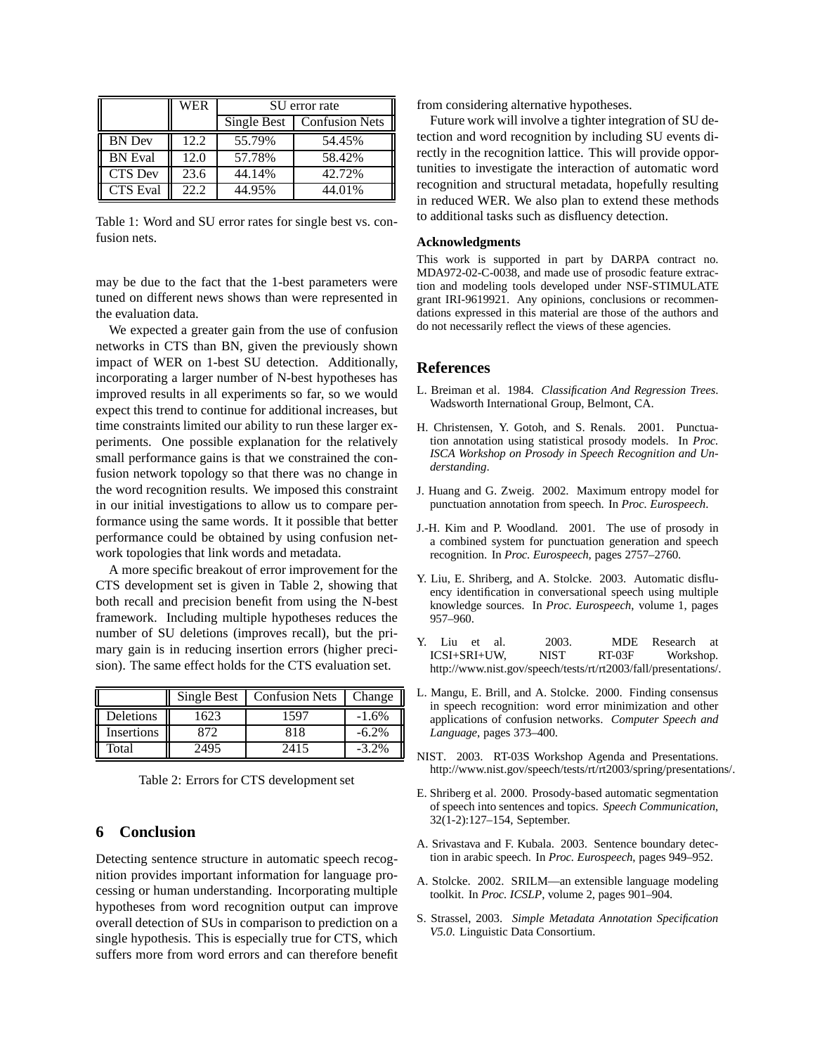| | WER | SU error rate | |
|---|---|---|---|
| | | Single Best | Confusion Nets |
| BN Dev | 12.2 | 55.79% | 54.45% |
| BN Eval | 12.0 | 57.78% | 58.42% |
| CTS Dev | 23.6 | 44.14% | 42.72% |
| CTS Eval | 22.2 | 44.95% | 44.01% |

Table 1: Word and SU error rates for single best vs. confusion nets.

may be due to the fact that the 1-best parameters were tuned on different news shows than were represented in the evaluation data.

We expected a greater gain from the use of confusion networks in CTS than BN, given the previously shown impact of WER on 1-best SU detection. Additionally, incorporating a larger number of N-best hypotheses has improved results in all experiments so far, so we would expect this trend to continue for additional increases, but time constraints limited our ability to run these larger experiments. One possible explanation for the relatively small performance gains is that we constrained the confusion network topology so that there was no change in the word recognition results. We imposed this constraint in our initial investigations to allow us to compare performance using the same words. It it possible that better performance could be obtained by using confusion network topologies that link words and metadata.

A more specific breakout of error improvement for the CTS development set is given in Table 2, showing that both recall and precision benefit from using the N-best framework. Including multiple hypotheses reduces the number of SU deletions (improves recall), but the primary gain is in reducing insertion errors (higher precision). The same effect holds for the CTS evaluation set.

| | Single Best | Confusion Nets | Change |
|---|---|---|---|
| Deletions | 1623 | 1597 | -1.6% |
| Insertions | 872 | 818 | -6.2% |
| Total | 2495 | 2415 | -3.2% |

Table 2: Errors for CTS development set

## 6 Conclusion

Detecting sentence structure in automatic speech recognition provides important information for language processing or human understanding. Incorporating multiple hypotheses from word recognition output can improve overall detection of SUs in comparison to prediction on a single hypothesis. This is especially true for CTS, which suffers more from word errors and can therefore benefit from considering alternative hypotheses.

Future work will involve a tighter integration of SU detection and word recognition by including SU events directly in the recognition lattice. This will provide opportunities to investigate the interaction of automatic word recognition and structural metadata, hopefully resulting in reduced WER. We also plan to extend these methods to additional tasks such as disfluency detection.

### Acknowledgments

This work is supported in part by DARPA contract no. MDA972-02-C-0038, and made use of prosodic feature extraction and modeling tools developed under NSF-STIMULATE grant IRI-9619921. Any opinions, conclusions or recommendations expressed in this material are those of the authors and do not necessarily reflect the views of these agencies.

## References

L. Breiman et al. 1984. *Classification And Regression Trees*. Wadsworth International Group, Belmont, CA.

H. Christensen, Y. Gotoh, and S. Renals. 2001. Punctuation annotation using statistical prosody models. In *Proc. ISCA Workshop on Prosody in Speech Recognition and Understanding*.

J. Huang and G. Zweig. 2002. Maximum entropy model for punctuation annotation from speech. In *Proc. Eurospeech*.

J.-H. Kim and P. Woodland. 2001. The use of prosody in a combined system for punctuation generation and speech recognition. In *Proc. Eurospeech*, pages 2757–2760.

Y. Liu, E. Shriberg, and A. Stolcke. 2003. Automatic disfluency identification in conversational speech using multiple knowledge sources. In *Proc. Eurospeech*, volume 1, pages 957–960.

Y. Liu et al. 2003. MDE Research at ICSI+SRI+UW, NIST RT-03F Workshop. http://www.nist.gov/speech/tests/rt/rt2003/fall/presentations/.

L. Mangu, E. Brill, and A. Stolcke. 2000. Finding consensus in speech recognition: word error minimization and other applications of confusion networks. *Computer Speech and Language*, pages 373–400.

NIST. 2003. RT-03S Workshop Agenda and Presentations. http://www.nist.gov/speech/tests/rt/rt2003/spring/presentations/.

E. Shriberg et al. 2000. Prosody-based automatic segmentation of speech into sentences and topics. *Speech Communication*, 32(1-2):127–154, September.

A. Srivastava and F. Kubala. 2003. Sentence boundary detection in arabic speech. In *Proc. Eurospeech*, pages 949–952.

A. Stolcke. 2002. SRILM—an extensible language modeling toolkit. In *Proc. ICSLP*, volume 2, pages 901–904.

S. Strassel, 2003. *Simple Metadata Annotation Specification V5.0*. Linguistic Data Consortium.